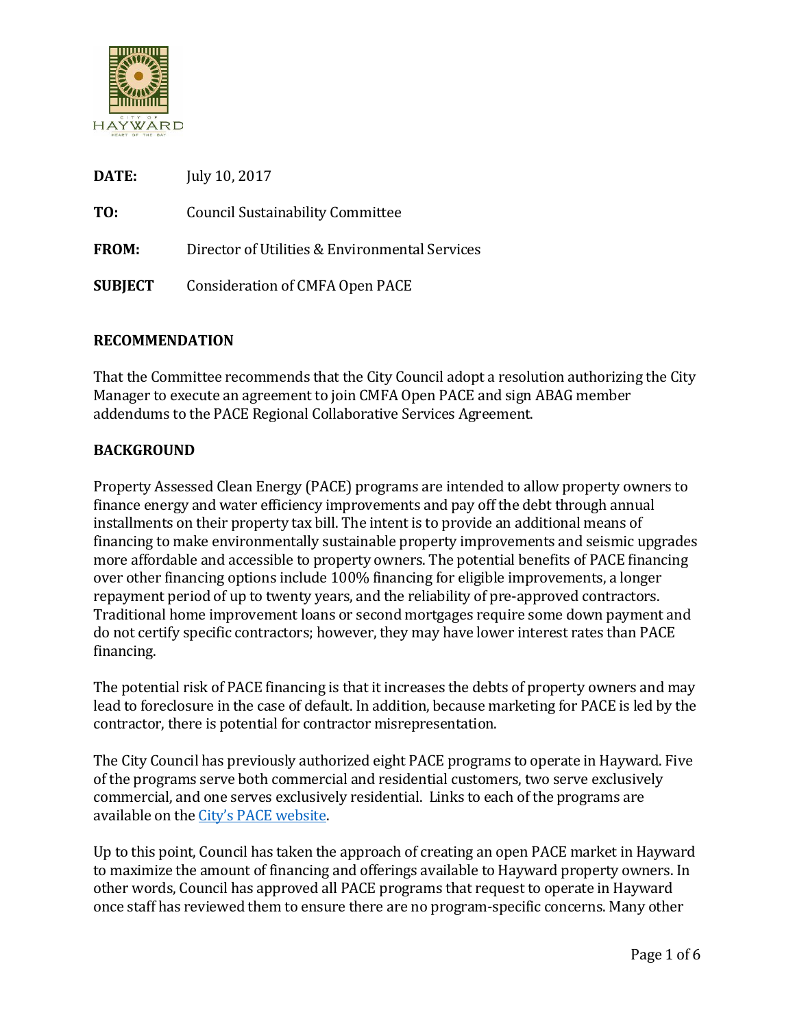CITY OF HAYWARD
HEART OF THE BAY

**DATE:** July 10, 2017

**TO:** Council Sustainability Committee

**FROM:** Director of Utilities & Environmental Services

**SUBJECT** Consideration of CMFA Open PACE

## RECOMMENDATION

That the Committee recommends that the City Council adopt a resolution authorizing the City Manager to execute an agreement to join CMFA Open PACE and sign ABAG member addendums to the PACE Regional Collaborative Services Agreement.

## BACKGROUND

Property Assessed Clean Energy (PACE) programs are intended to allow property owners to finance energy and water efficiency improvements and pay off the debt through annual installments on their property tax bill. The intent is to provide an additional means of financing to make environmentally sustainable property improvements and seismic upgrades more affordable and accessible to property owners. The potential benefits of PACE financing over other financing options include 100% financing for eligible improvements, a longer repayment period of up to twenty years, and the reliability of pre-approved contractors. Traditional home improvement loans or second mortgages require some down payment and do not certify specific contractors; however, they may have lower interest rates than PACE financing.

The potential risk of PACE financing is that it increases the debts of property owners and may lead to foreclosure in the case of default. In addition, because marketing for PACE is led by the contractor, there is potential for contractor misrepresentation.

The City Council has previously authorized eight PACE programs to operate in Hayward. Five of the programs serve both commercial and residential customers, two serve exclusively commercial, and one serves exclusively residential. Links to each of the programs are available on the City's PACE website.

Up to this point, Council has taken the approach of creating an open PACE market in Hayward to maximize the amount of financing and offerings available to Hayward property owners. In other words, Council has approved all PACE programs that request to operate in Hayward once staff has reviewed them to ensure there are no program-specific concerns. Many other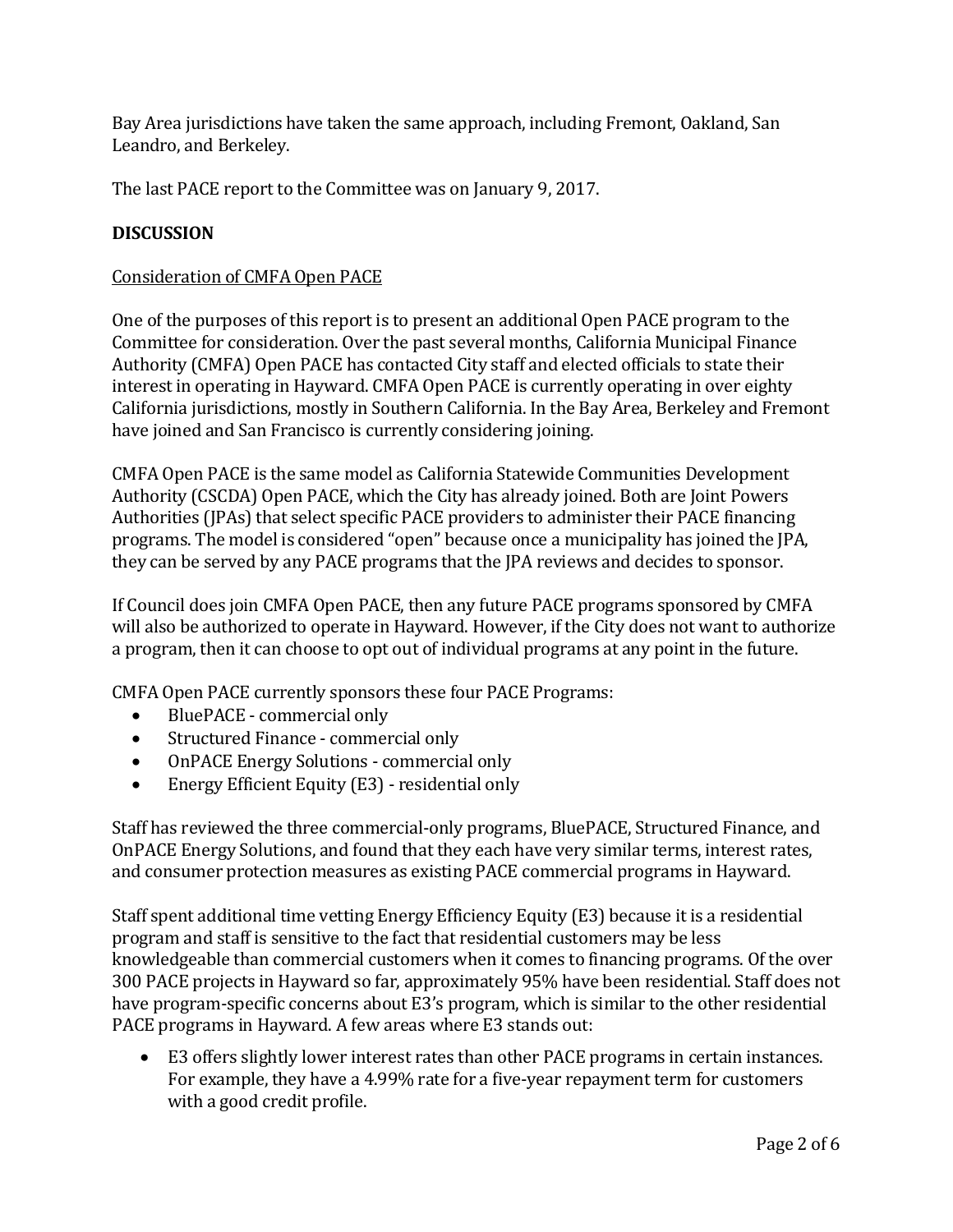Bay Area jurisdictions have taken the same approach, including Fremont, Oakland, San Leandro, and Berkeley.

The last PACE report to the Committee was on January 9, 2017.

## DISCUSSION

<u>Consideration of CMFA Open PACE</u>

One of the purposes of this report is to present an additional Open PACE program to the Committee for consideration. Over the past several months, California Municipal Finance Authority (CMFA) Open PACE has contacted City staff and elected officials to state their interest in operating in Hayward. CMFA Open PACE is currently operating in over eighty California jurisdictions, mostly in Southern California. In the Bay Area, Berkeley and Fremont have joined and San Francisco is currently considering joining.

CMFA Open PACE is the same model as California Statewide Communities Development Authority (CSCDA) Open PACE, which the City has already joined. Both are Joint Powers Authorities (JPAs) that select specific PACE providers to administer their PACE financing programs. The model is considered "open" because once a municipality has joined the JPA, they can be served by any PACE programs that the JPA reviews and decides to sponsor.

If Council does join CMFA Open PACE, then any future PACE programs sponsored by CMFA will also be authorized to operate in Hayward. However, if the City does not want to authorize a program, then it can choose to opt out of individual programs at any point in the future.

CMFA Open PACE currently sponsors these four PACE Programs:

- BluePACE - commercial only
- Structured Finance - commercial only
- OnPACE Energy Solutions - commercial only
- Energy Efficient Equity (E3) - residential only

Staff has reviewed the three commercial-only programs, BluePACE, Structured Finance, and OnPACE Energy Solutions, and found that they each have very similar terms, interest rates, and consumer protection measures as existing PACE commercial programs in Hayward.

Staff spent additional time vetting Energy Efficiency Equity (E3) because it is a residential program and staff is sensitive to the fact that residential customers may be less knowledgeable than commercial customers when it comes to financing programs. Of the over 300 PACE projects in Hayward so far, approximately 95% have been residential. Staff does not have program-specific concerns about E3's program, which is similar to the other residential PACE programs in Hayward. A few areas where E3 stands out:

- E3 offers slightly lower interest rates than other PACE programs in certain instances. For example, they have a 4.99% rate for a five-year repayment term for customers with a good credit profile.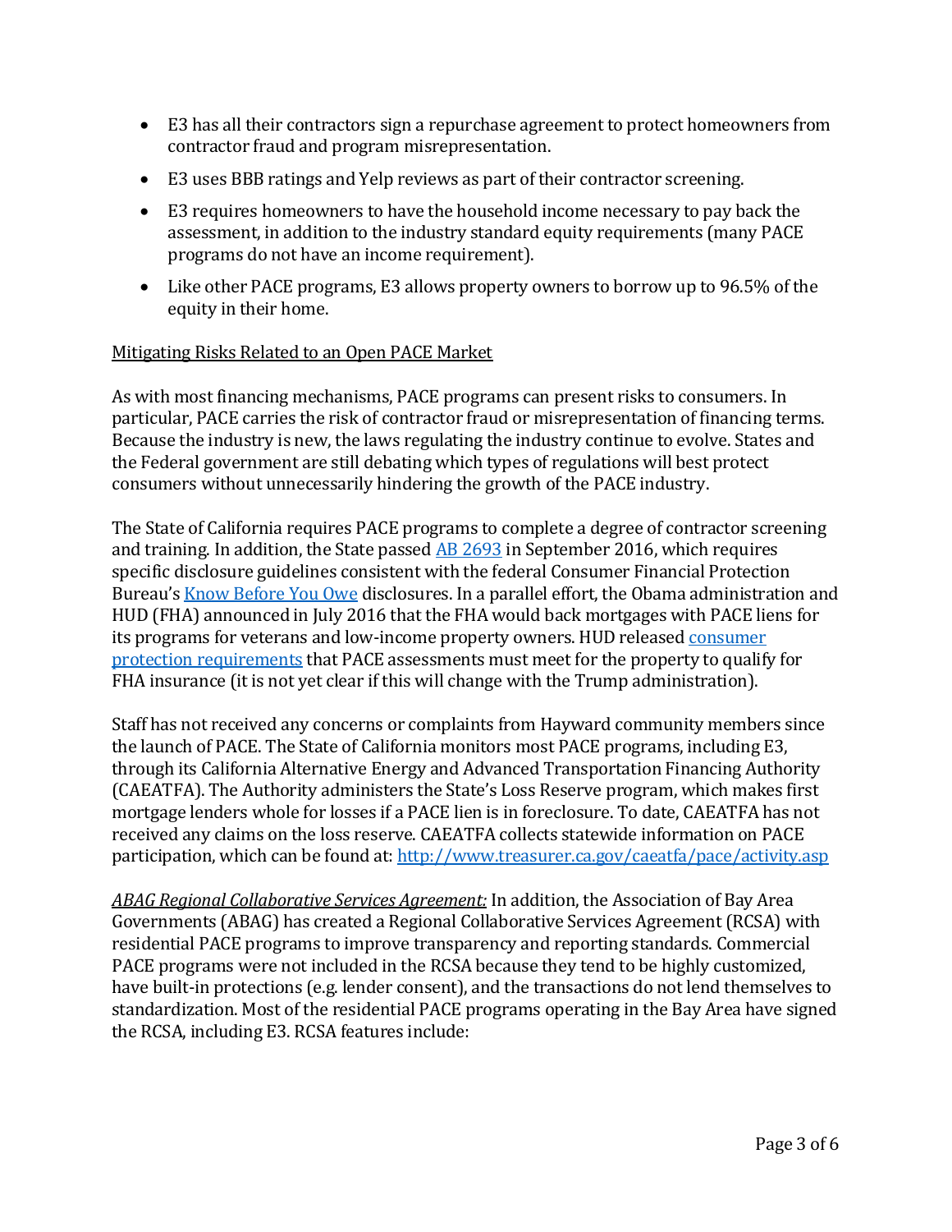- E3 has all their contractors sign a repurchase agreement to protect homeowners from contractor fraud and program misrepresentation.
- E3 uses BBB ratings and Yelp reviews as part of their contractor screening.
- E3 requires homeowners to have the household income necessary to pay back the assessment, in addition to the industry standard equity requirements (many PACE programs do not have an income requirement).
- Like other PACE programs, E3 allows property owners to borrow up to 96.5% of the equity in their home.

Mitigating Risks Related to an Open PACE Market

As with most financing mechanisms, PACE programs can present risks to consumers. In particular, PACE carries the risk of contractor fraud or misrepresentation of financing terms. Because the industry is new, the laws regulating the industry continue to evolve. States and the Federal government are still debating which types of regulations will best protect consumers without unnecessarily hindering the growth of the PACE industry.

The State of California requires PACE programs to complete a degree of contractor screening and training. In addition, the State passed AB 2693 in September 2016, which requires specific disclosure guidelines consistent with the federal Consumer Financial Protection Bureau's Know Before You Owe disclosures. In a parallel effort, the Obama administration and HUD (FHA) announced in July 2016 that the FHA would back mortgages with PACE liens for its programs for veterans and low-income property owners. HUD released consumer protection requirements that PACE assessments must meet for the property to qualify for FHA insurance (it is not yet clear if this will change with the Trump administration).

Staff has not received any concerns or complaints from Hayward community members since the launch of PACE. The State of California monitors most PACE programs, including E3, through its California Alternative Energy and Advanced Transportation Financing Authority (CAEATFA). The Authority administers the State's Loss Reserve program, which makes first mortgage lenders whole for losses if a PACE lien is in foreclosure. To date, CAEATFA has not received any claims on the loss reserve. CAEATFA collects statewide information on PACE participation, which can be found at: http://www.treasurer.ca.gov/caeatfa/pace/activity.asp

*ABAG Regional Collaborative Services Agreement:* In addition, the Association of Bay Area Governments (ABAG) has created a Regional Collaborative Services Agreement (RCSA) with residential PACE programs to improve transparency and reporting standards. Commercial PACE programs were not included in the RCSA because they tend to be highly customized, have built-in protections (e.g. lender consent), and the transactions do not lend themselves to standardization. Most of the residential PACE programs operating in the Bay Area have signed the RCSA, including E3. RCSA features include: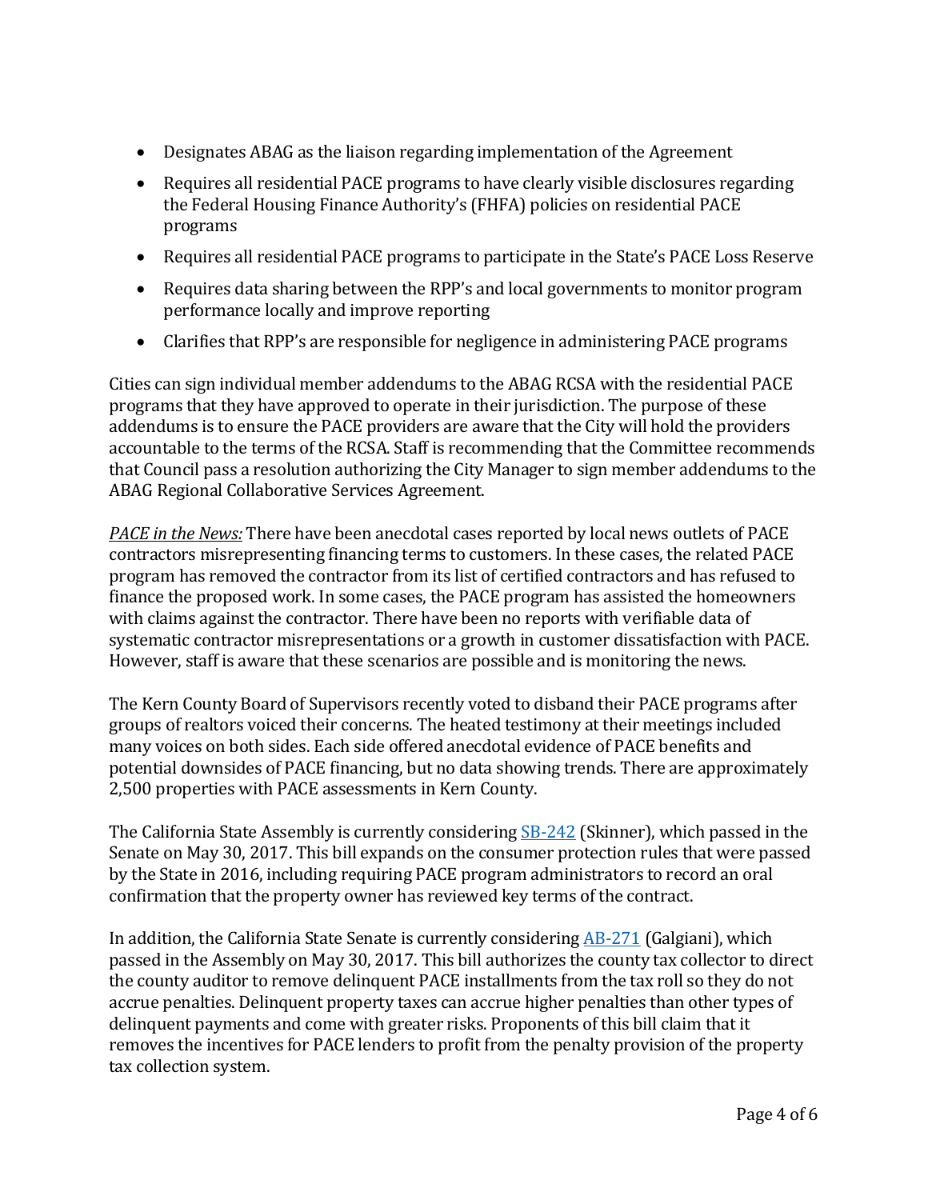- Designates ABAG as the liaison regarding implementation of the Agreement
- Requires all residential PACE programs to have clearly visible disclosures regarding the Federal Housing Finance Authority's (FHFA) policies on residential PACE programs
- Requires all residential PACE programs to participate in the State's PACE Loss Reserve
- Requires data sharing between the RPP's and local governments to monitor program performance locally and improve reporting
- Clarifies that RPP's are responsible for negligence in administering PACE programs

Cities can sign individual member addendums to the ABAG RCSA with the residential PACE programs that they have approved to operate in their jurisdiction. The purpose of these addendums is to ensure the PACE providers are aware that the City will hold the providers accountable to the terms of the RCSA. Staff is recommending that the Committee recommends that Council pass a resolution authorizing the City Manager to sign member addendums to the ABAG Regional Collaborative Services Agreement.

*PACE in the News:* There have been anecdotal cases reported by local news outlets of PACE contractors misrepresenting financing terms to customers. In these cases, the related PACE program has removed the contractor from its list of certified contractors and has refused to finance the proposed work. In some cases, the PACE program has assisted the homeowners with claims against the contractor. There have been no reports with verifiable data of systematic contractor misrepresentations or a growth in customer dissatisfaction with PACE. However, staff is aware that these scenarios are possible and is monitoring the news.

The Kern County Board of Supervisors recently voted to disband their PACE programs after groups of realtors voiced their concerns. The heated testimony at their meetings included many voices on both sides. Each side offered anecdotal evidence of PACE benefits and potential downsides of PACE financing, but no data showing trends. There are approximately 2,500 properties with PACE assessments in Kern County.

The California State Assembly is currently considering SB-242 (Skinner), which passed in the Senate on May 30, 2017. This bill expands on the consumer protection rules that were passed by the State in 2016, including requiring PACE program administrators to record an oral confirmation that the property owner has reviewed key terms of the contract.

In addition, the California State Senate is currently considering AB-271 (Galgiani), which passed in the Assembly on May 30, 2017. This bill authorizes the county tax collector to direct the county auditor to remove delinquent PACE installments from the tax roll so they do not accrue penalties. Delinquent property taxes can accrue higher penalties than other types of delinquent payments and come with greater risks. Proponents of this bill claim that it removes the incentives for PACE lenders to profit from the penalty provision of the property tax collection system.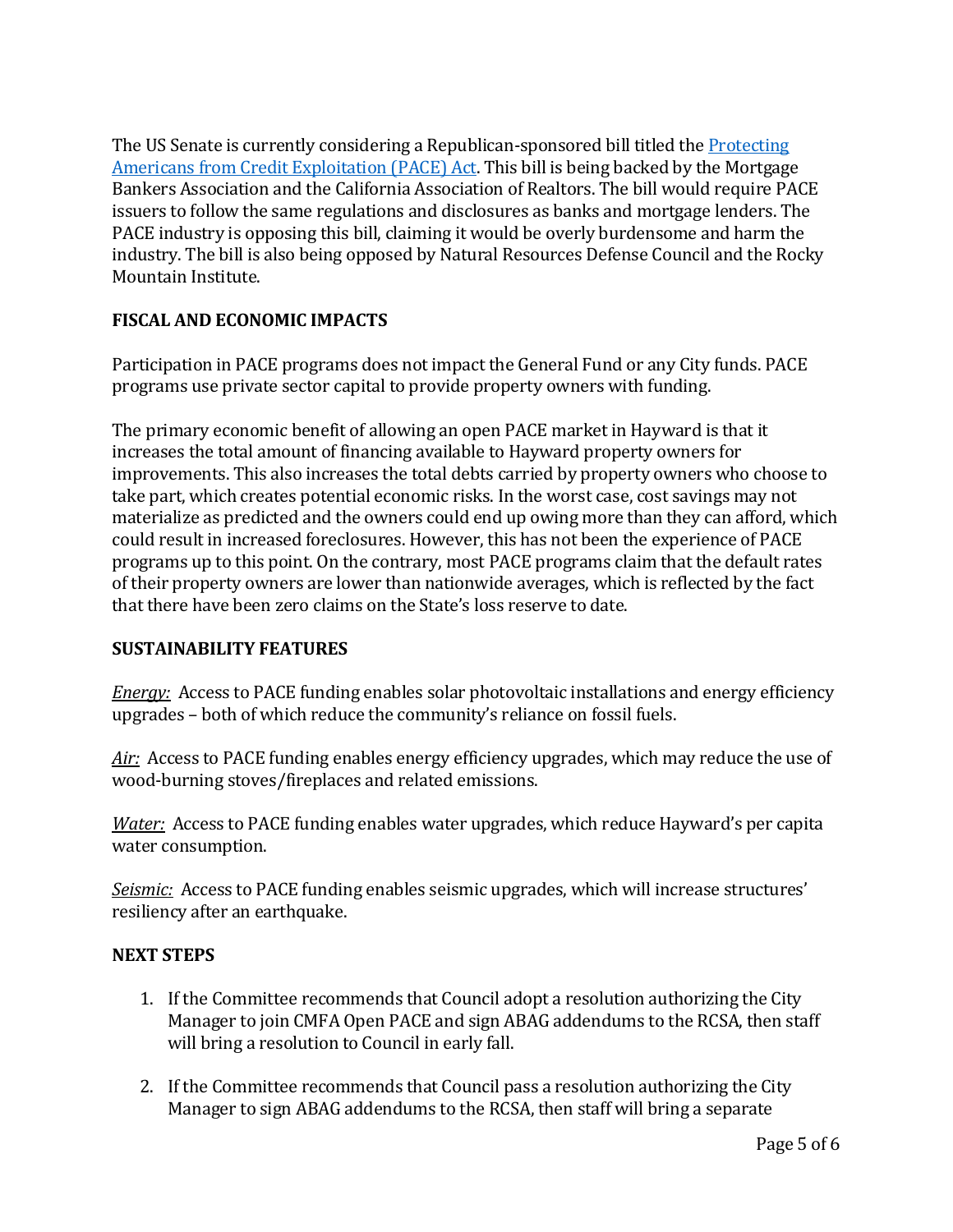The US Senate is currently considering a Republican-sponsored bill titled the [Protecting Americans from Credit Exploitation (PACE) Act](). This bill is being backed by the Mortgage Bankers Association and the California Association of Realtors. The bill would require PACE issuers to follow the same regulations and disclosures as banks and mortgage lenders. The PACE industry is opposing this bill, claiming it would be overly burdensome and harm the industry. The bill is also being opposed by Natural Resources Defense Council and the Rocky Mountain Institute.

## FISCAL AND ECONOMIC IMPACTS

Participation in PACE programs does not impact the General Fund or any City funds. PACE programs use private sector capital to provide property owners with funding.

The primary economic benefit of allowing an open PACE market in Hayward is that it increases the total amount of financing available to Hayward property owners for improvements. This also increases the total debts carried by property owners who choose to take part, which creates potential economic risks. In the worst case, cost savings may not materialize as predicted and the owners could end up owing more than they can afford, which could result in increased foreclosures. However, this has not been the experience of PACE programs up to this point. On the contrary, most PACE programs claim that the default rates of their property owners are lower than nationwide averages, which is reflected by the fact that there have been zero claims on the State's loss reserve to date.

## SUSTAINABILITY FEATURES

*Energy:* Access to PACE funding enables solar photovoltaic installations and energy efficiency upgrades – both of which reduce the community's reliance on fossil fuels.

*Air:* Access to PACE funding enables energy efficiency upgrades, which may reduce the use of wood-burning stoves/fireplaces and related emissions.

*Water:* Access to PACE funding enables water upgrades, which reduce Hayward's per capita water consumption.

*Seismic:* Access to PACE funding enables seismic upgrades, which will increase structures' resiliency after an earthquake.

## NEXT STEPS

1. If the Committee recommends that Council adopt a resolution authorizing the City Manager to join CMFA Open PACE and sign ABAG addendums to the RCSA, then staff will bring a resolution to Council in early fall.

2. If the Committee recommends that Council pass a resolution authorizing the City Manager to sign ABAG addendums to the RCSA, then staff will bring a separate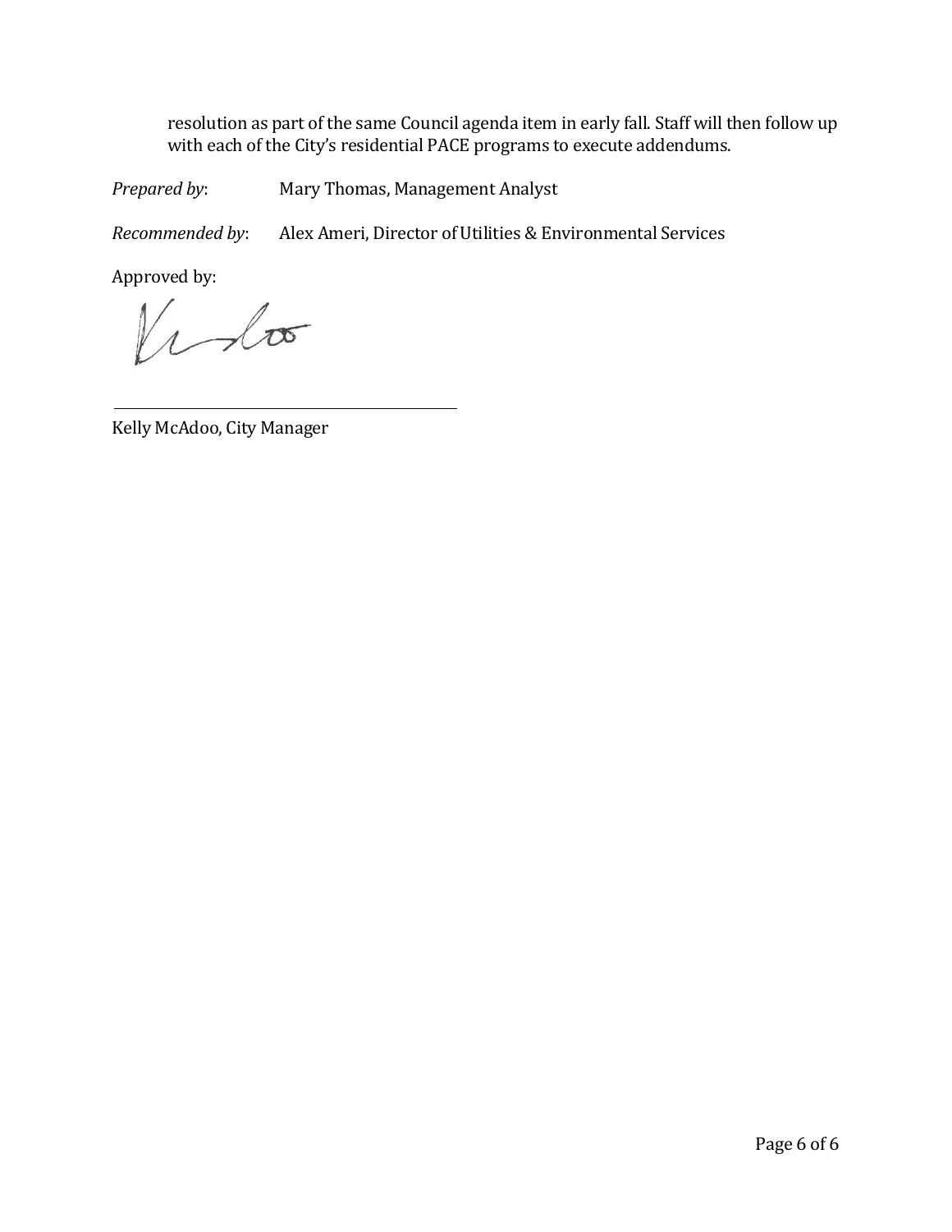resolution as part of the same Council agenda item in early fall. Staff will then follow up with each of the City's residential PACE programs to execute addendums.

*Prepared by*: Mary Thomas, Management Analyst

*Recommended by*: Alex Ameri, Director of Utilities & Environmental Services

Approved by:

Kelly McAdoo, City Manager